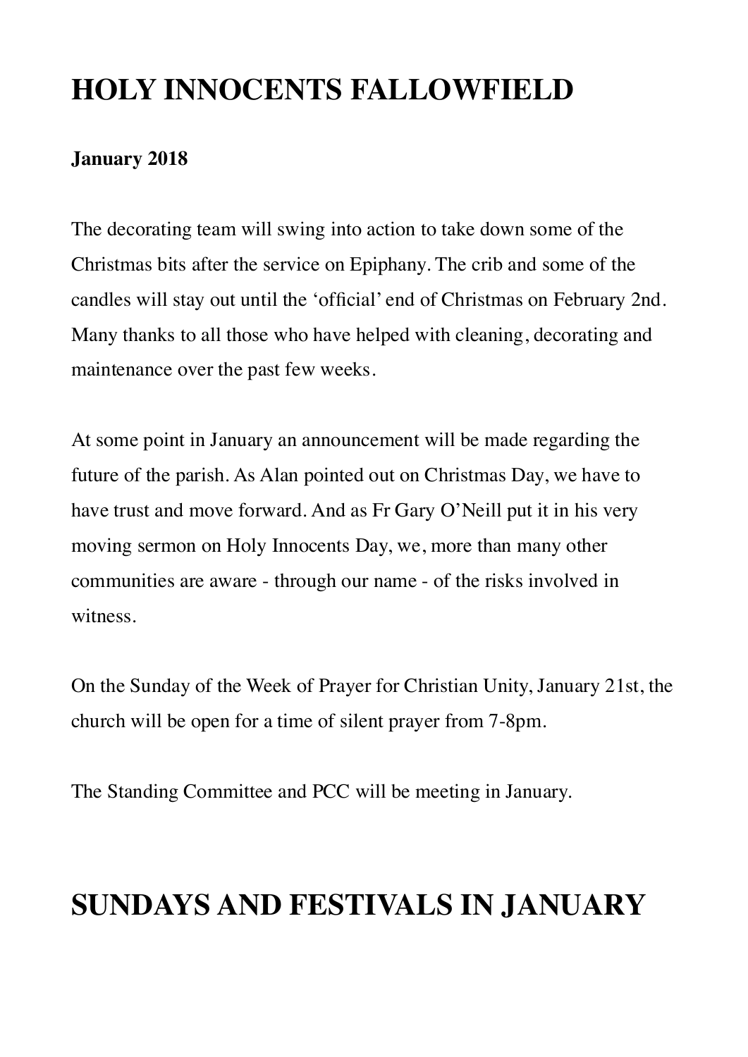# HOLY INNOCENTS FALLOWFIELD

**January 2018**

The decorating team will swing into action to take down some of the Christmas bits after the service on Epiphany. The crib and some of the candles will stay out until the 'official' end of Christmas on February 2nd. Many thanks to all those who have helped with cleaning, decorating and maintenance over the past few weeks.

At some point in January an announcement will be made regarding the future of the parish. As Alan pointed out on Christmas Day, we have to have trust and move forward. And as Fr Gary O'Neill put it in his very moving sermon on Holy Innocents Day, we, more than many other communities are aware - through our name - of the risks involved in witness.

On the Sunday of the Week of Prayer for Christian Unity, January 21st, the church will be open for a time of silent prayer from 7-8pm.

The Standing Committee and PCC will be meeting in January.

# SUNDAYS AND FESTIVALS IN JANUARY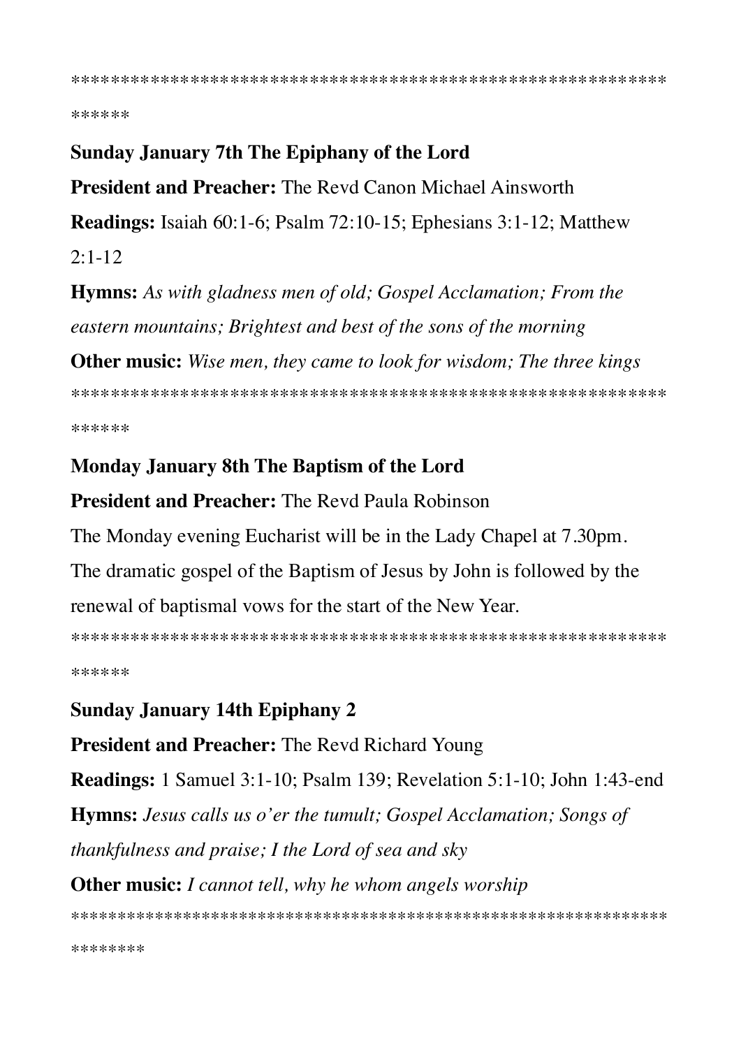************************************************************
******

**Sunday January 7th The Epiphany of the Lord**

**President and Preacher:** The Revd Canon Michael Ainsworth

**Readings:** Isaiah 60:1-6; Psalm 72:10-15; Ephesians 3:1-12; Matthew 2:1-12

**Hymns:** *As with gladness men of old; Gospel Acclamation; From the eastern mountains; Brightest and best of the sons of the morning*

**Other music:** *Wise men, they came to look for wisdom; The three kings*

************************************************************
******

**Monday January 8th The Baptism of the Lord**

**President and Preacher:** The Revd Paula Robinson

The Monday evening Eucharist will be in the Lady Chapel at 7.30pm. The dramatic gospel of the Baptism of Jesus by John is followed by the renewal of baptismal vows for the start of the New Year.

************************************************************
******

**Sunday January 14th Epiphany 2**

**President and Preacher:** The Revd Richard Young

**Readings:** 1 Samuel 3:1-10; Psalm 139; Revelation 5:1-10; John 1:43-end

**Hymns:** *Jesus calls us o'er the tumult; Gospel Acclamation; Songs of thankfulness and praise; I the Lord of sea and sky*

**Other music:** *I cannot tell, why he whom angels worship*

************************************************************
********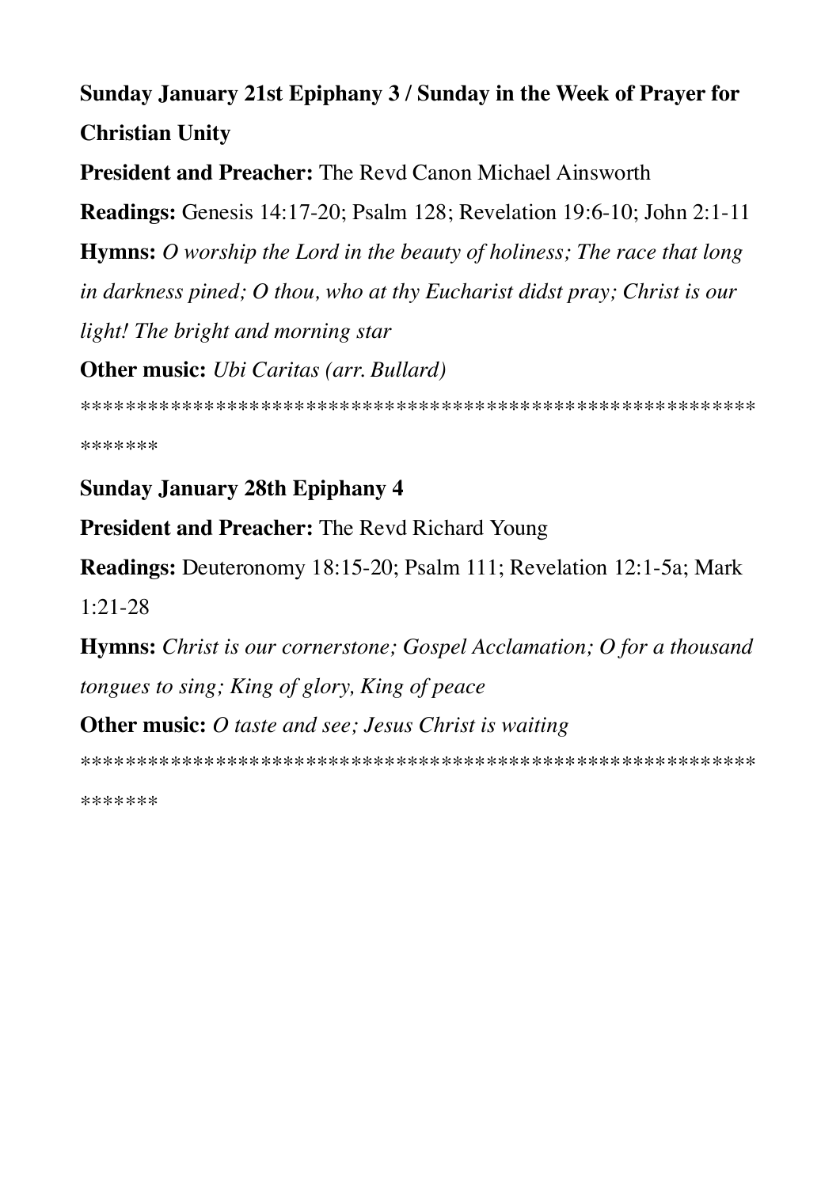**Sunday January 21st Epiphany 3 / Sunday in the Week of Prayer for Christian Unity**

**President and Preacher:** The Revd Canon Michael Ainsworth

**Readings:** Genesis 14:17-20; Psalm 128; Revelation 19:6-10; John 2:1-11

**Hymns:** *O worship the Lord in the beauty of holiness; The race that long in darkness pined; O thou, who at thy Eucharist didst pray; Christ is our light! The bright and morning star*

**Other music:** *Ubi Caritas (arr. Bullard)*

*******************************************************************

**Sunday January 28th Epiphany 4**

**President and Preacher:** The Revd Richard Young

**Readings:** Deuteronomy 18:15-20; Psalm 111; Revelation 12:1-5a; Mark 1:21-28

**Hymns:** *Christ is our cornerstone; Gospel Acclamation; O for a thousand tongues to sing; King of glory, King of peace*

**Other music:** *O taste and see; Jesus Christ is waiting*

*******************************************************************